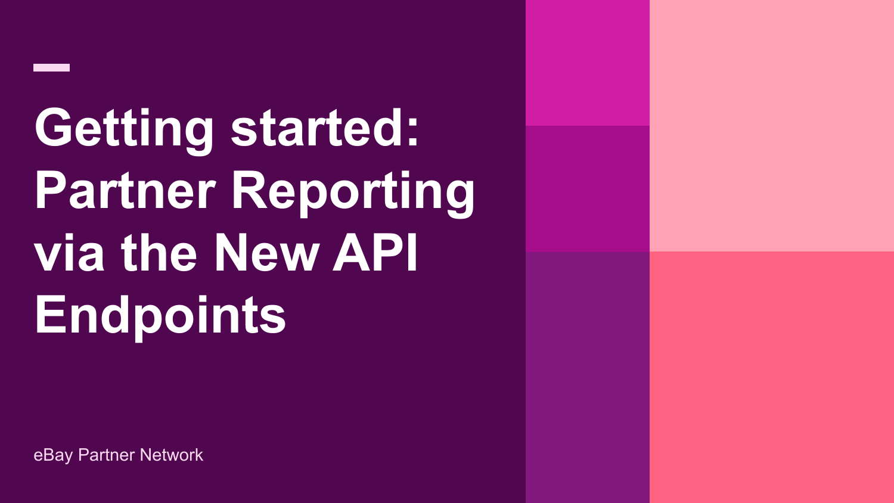# Getting started: Partner Reporting via the New API Endpoints

eBay Partner Network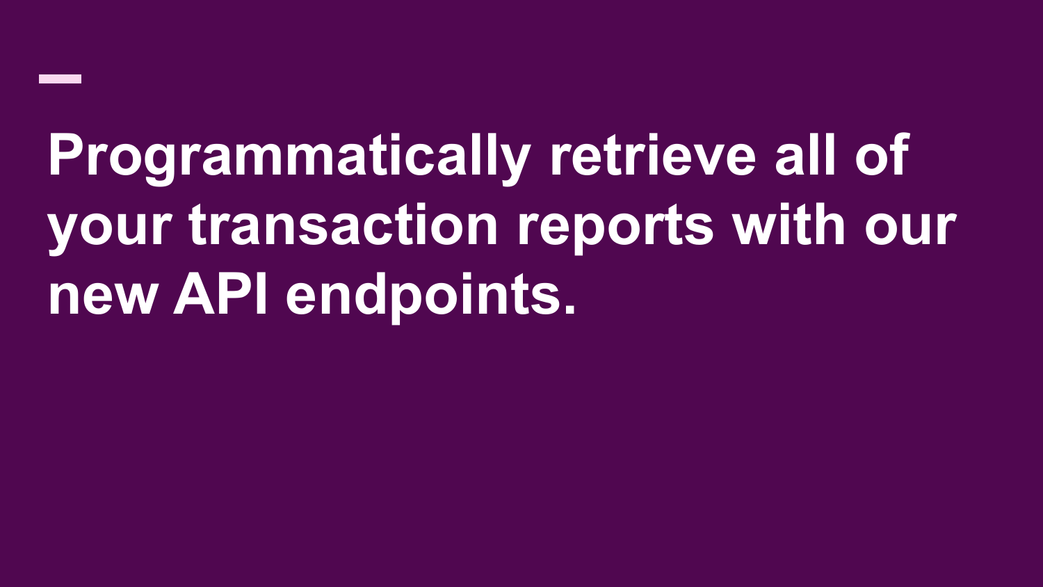# Programmatically retrieve all of your transaction reports with our new API endpoints.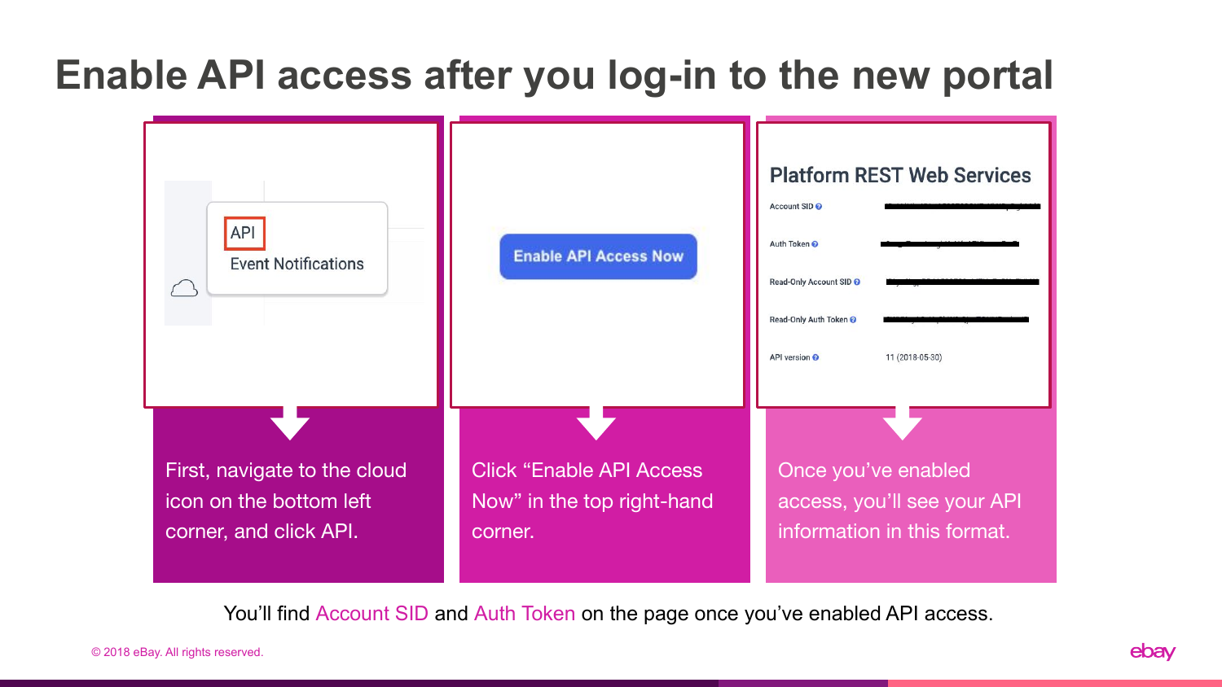# Enable API access after you log-in to the new portal

API

Event Notifications

Enable API Access Now

Platform REST Web Services

Account SID

Auth Token

Read-Only Account SID

Read-Only Auth Token

API version 11 (2018-05-30)

First, navigate to the cloud icon on the bottom left corner, and click API.

Click "Enable API Access Now" in the top right-hand corner.

Once you've enabled access, you'll see your API information in this format.

You'll find Account SID and Auth Token on the page once you've enabled API access.

© 2018 eBay. All rights reserved.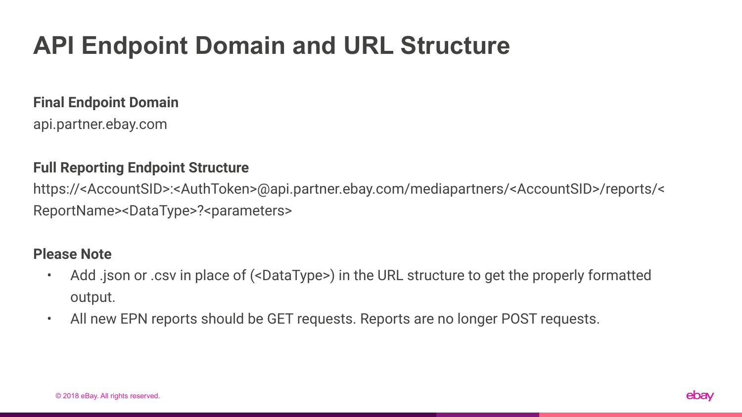# API Endpoint Domain and URL Structure

**Final Endpoint Domain**

api.partner.ebay.com

**Full Reporting Endpoint Structure**

https://<AccountSID>:<AuthToken>@api.partner.ebay.com/mediapartners/<AccountSID>/reports/<ReportName><DataType>?<parameters>

**Please Note**

- Add .json or .csv in place of (<DataType>) in the URL structure to get the properly formatted output.
- All new EPN reports should be GET requests. Reports are no longer POST requests.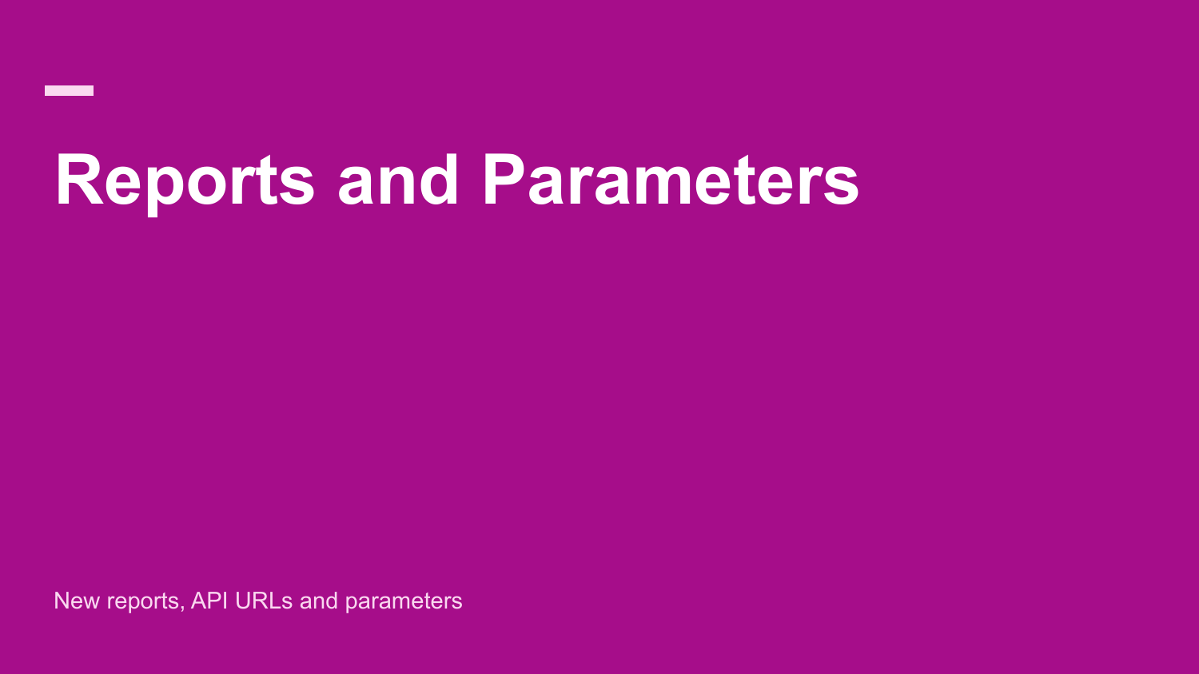# Reports and Parameters

New reports, API URLs and parameters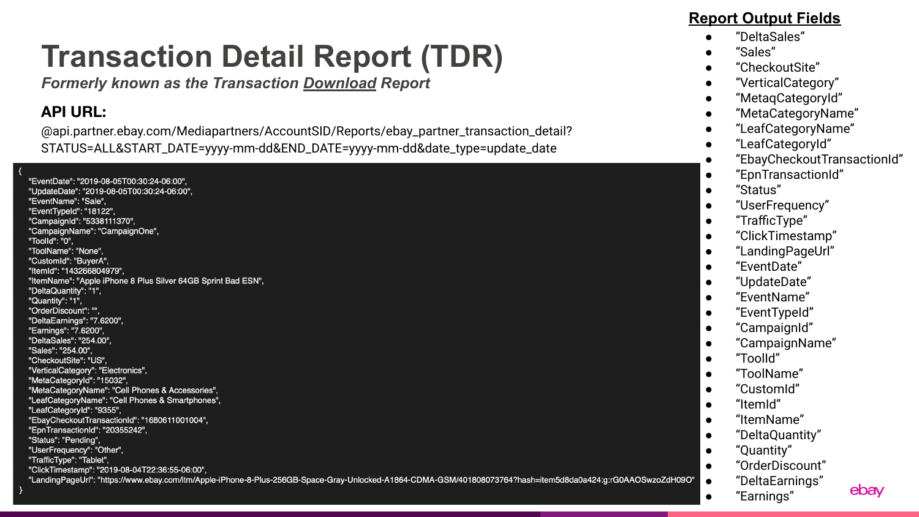# Transaction Detail Report (TDR)

***Formerly known as the Transaction Download Report***

### API URL:

@api.partner.ebay.com/Mediapartners/AccountSID/Reports/ebay_partner_transaction_detail?STATUS=ALL&START_DATE=yyyy-mm-dd&END_DATE=yyyy-mm-dd&date_type=update_date

```
{
    "EventDate": "2019-08-05T00:30:24-06:00",
    "UpdateDate": "2019-08-05T00:30:24-06:00",
    "EventName": "Sale",
    "EventTypeId": "18122",
    "CampaignId": "5338111370",
    "CampaignName": "CampaignOne",
    "ToolId": "0",
    "ToolName": "None",
    "CustomId": "BuyerA",
    "ItemId": "143266804979",
    "ItemName": "Apple iPhone 8 Plus Silver 64GB Sprint Bad ESN",
    "DeltaQuantity": "1",
    "Quantity": "1",
    "OrderDiscount": "",
    "DeltaEarnings": "7.6200",
    "Earnings": "7.6200",
    "DeltaSales": "254.00",
    "Sales": "254.00",
    "CheckoutSite": "US",
    "VerticalCategory": "Electronics",
    "MetaCategoryId": "15032",
    "MetaCategoryName": "Cell Phones & Accessories",
    "LeafCategoryName": "Cell Phones & Smartphones",
    "LeafCategoryId": "9355",
    "EbayCheckoutTransactionId": "1680611001004",
    "EpnTransactionId": "20355242",
    "Status": "Pending",
    "UserFrequency": "Other",
    "TrafficType": "Tablet",
    "ClickTimestamp": "2019-08-04T22:36:55-06:00",
    "LandingPageUrl": "https://www.ebay.com/itm/Apple-iPhone-8-Plus-256GB-Space-Gray-Unlocked-A1864-CDMA-GSM/401808073764?hash=item5d8da0a424:g:rG0AAOSwzoZdH09O"
}
```

## Report Output Fields

- "DeltaSales"
- "Sales"
- "CheckoutSite"
- "VerticalCategory"
- "MetaqCategoryId"
- "MetaCategoryName"
- "LeafCategoryName"
- "LeafCategoryId"
- "EbayCheckoutTransactionId"
- "EpnTransactionId"
- "Status"
- "UserFrequency"
- "TrafficType"
- "ClickTimestamp"
- "LandingPageUrl"
- "EventDate"
- "UpdateDate"
- "EventName"
- "EventTypeId"
- "CampaignId"
- "CampaignName"
- "ToolId"
- "ToolName"
- "CustomId"
- "ItemId"
- "ItemName"
- "DeltaQuantity"
- "Quantity"
- "OrderDiscount"
- "DeltaEarnings"
- "Earnings"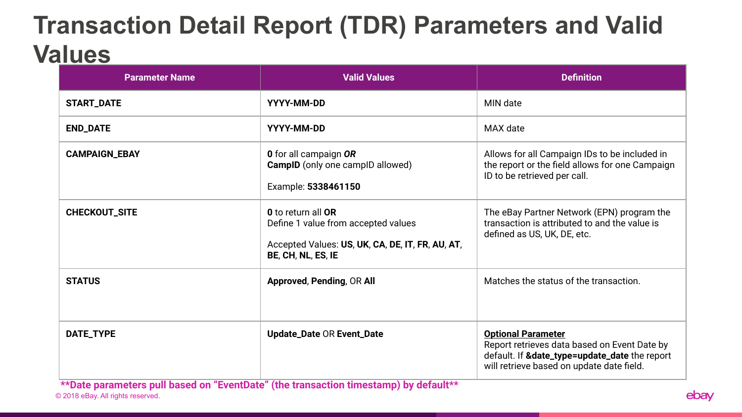# Transaction Detail Report (TDR) Parameters and Valid Values

| Parameter Name | Valid Values | Definition |
| --- | --- | --- |
| **START_DATE** | **YYYY-MM-DD** | MIN date |
| **END_DATE** | **YYYY-MM-DD** | MAX date |
| **CAMPAIGN_EBAY** | **0** for all campaign ***OR*** **CampID** (only one campID allowed)<br><br>Example: **5338461150** | Allows for all Campaign IDs to be included in the report or the field allows for one Campaign ID to be retrieved per call. |
| **CHECKOUT_SITE** | **0** to return all **OR** Define 1 value from accepted values<br><br>Accepted Values: **US**, **UK**, **CA**, **DE**, **IT**, **FR**, **AU**, **AT**, **BE**, **CH**, **NL**, **ES**, **IE** | The eBay Partner Network (EPN) program the transaction is attributed to and the value is defined as US, UK, DE, etc. |
| **STATUS** | **Approved**, **Pending**, OR **All** | Matches the status of the transaction. |
| **DATE_TYPE** | **Update_Date** OR **Event_Date** | **Optional Parameter**<br>Report retrieves data based on Event Date by default. If **&date_type=update_date** the report will retrieve based on update date field. |

**\*\*Date parameters pull based on "EventDate" (the transaction timestamp) by default\*\***

© 2018 eBay. All rights reserved.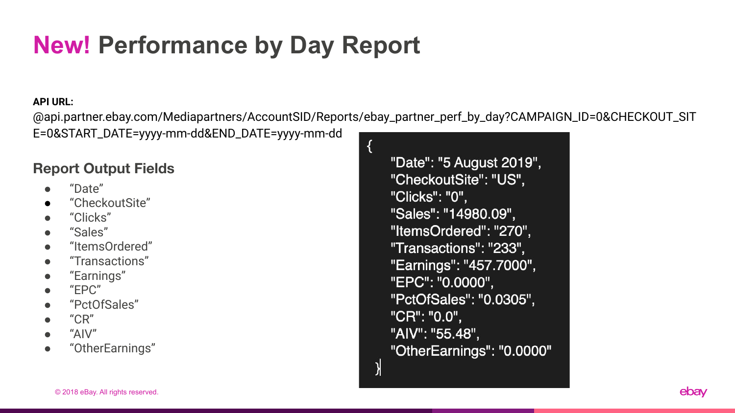# **New!** Performance by Day Report

**API URL:**

@api.partner.ebay.com/Mediapartners/AccountSID/Reports/ebay_partner_perf_by_day?CAMPAIGN_ID=0&CHECKOUT_SITE=0&START_DATE=yyyy-mm-dd&END_DATE=yyyy-mm-dd

## Report Output Fields

- "Date"
- "CheckoutSite"
- "Clicks"
- "Sales"
- "ItemsOrdered"
- "Transactions"
- "Earnings"
- "EPC"
- "PctOfSales"
- "CR"
- "AIV"
- "OtherEarnings"

```
{
    "Date": "5 August 2019",
    "CheckoutSite": "US",
    "Clicks": "0",
    "Sales": "14980.09",
    "ItemsOrdered": "270",
    "Transactions": "233",
    "Earnings": "457.7000",
    "EPC": "0.0000",
    "PctOfSales": "0.0305",
    "CR": "0.0",
    "AIV": "55.48",
    "OtherEarnings": "0.0000"
}
```

© 2018 eBay. All rights reserved.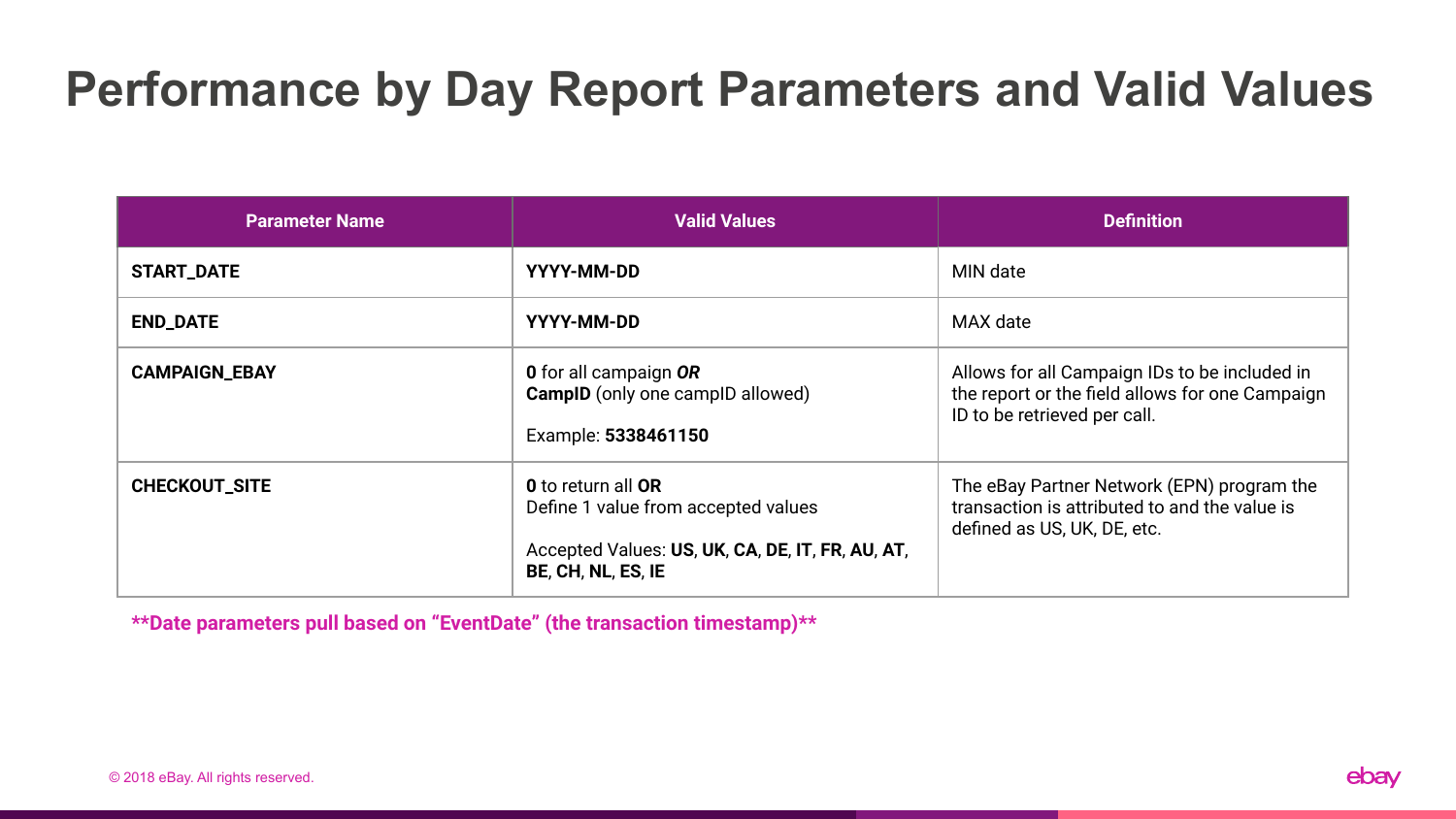# Performance by Day Report Parameters and Valid Values

| Parameter Name | Valid Values | Definition |
|---|---|---|
| **START_DATE** | **YYYY-MM-DD** | MIN date |
| **END_DATE** | **YYYY-MM-DD** | MAX date |
| **CAMPAIGN_EBAY** | **0** for all campaign ***OR*** **CampID** (only one campID allowed)<br><br>Example: **5338461150** | Allows for all Campaign IDs to be included in the report or the field allows for one Campaign ID to be retrieved per call. |
| **CHECKOUT_SITE** | **0** to return all **OR** Define 1 value from accepted values<br><br>Accepted Values: **US**, **UK**, **CA**, **DE**, **IT**, **FR**, **AU**, **AT**, **BE**, **CH**, **NL**, **ES**, **IE** | The eBay Partner Network (EPN) program the transaction is attributed to and the value is defined as US, UK, DE, etc. |

****Date parameters pull based on "EventDate" (the transaction timestamp)****

© 2018 eBay. All rights reserved.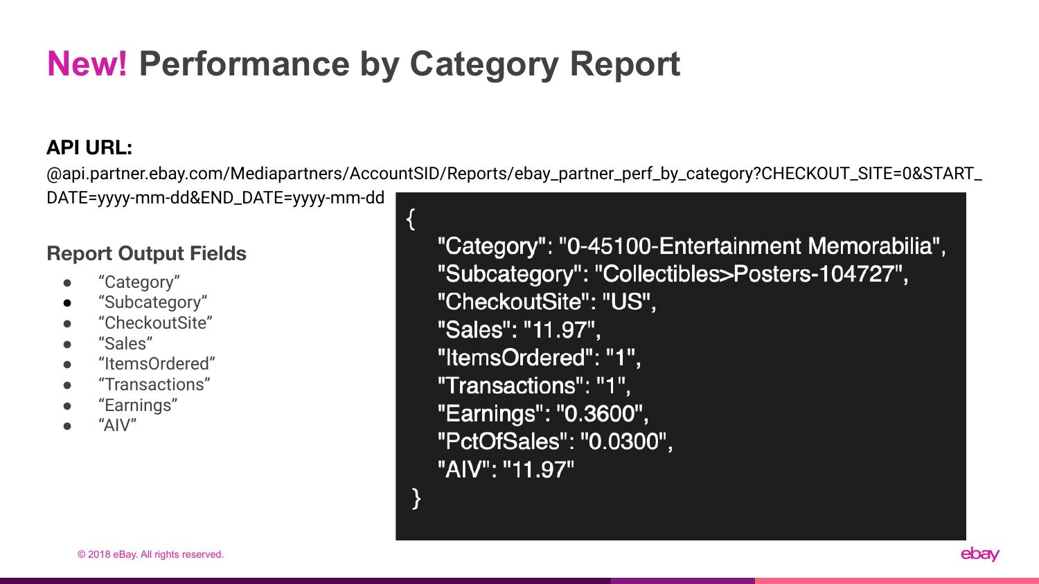# New! Performance by Category Report

**API URL:**

@api.partner.ebay.com/Mediapartners/AccountSID/Reports/ebay_partner_perf_by_category?CHECKOUT_SITE=0&START_DATE=yyyy-mm-dd&END_DATE=yyyy-mm-dd

### Report Output Fields

- “Category”
- “Subcategory”
- “CheckoutSite”
- “Sales”
- “ItemsOrdered”
- “Transactions”
- “Earnings”
- “AIV”

```
{
    "Category": "0-45100-Entertainment Memorabilia",
    "Subcategory": "Collectibles>Posters-104727",
    "CheckoutSite": "US",
    "Sales": "11.97",
    "ItemsOrdered": "1",
    "Transactions": "1",
    "Earnings": "0.3600",
    "PctOfSales": "0.0300",
    "AIV": "11.97"
}
```

© 2018 eBay. All rights reserved.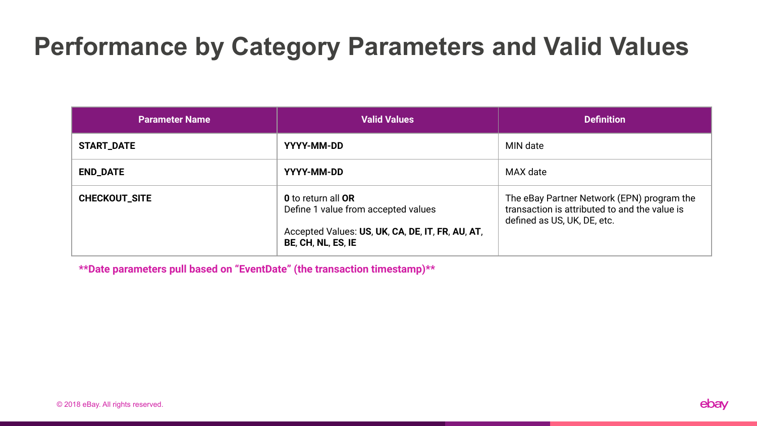# Performance by Category Parameters and Valid Values

| Parameter Name | Valid Values | Definition |
|---|---|---|
| **START_DATE** | **YYYY-MM-DD** | MIN date |
| **END_DATE** | **YYYY-MM-DD** | MAX date |
| **CHECKOUT_SITE** | **0** to return all **OR**<br>Define 1 value from accepted values<br><br>Accepted Values: **US**, **UK**, **CA**, **DE**, **IT**, **FR**, **AU**, **AT**, **BE**, **CH**, **NL**, **ES**, **IE** | The eBay Partner Network (EPN) program the transaction is attributed to and the value is defined as US, UK, DE, etc. |

****Date parameters pull based on "EventDate" (the transaction timestamp)****

© 2018 eBay. All rights reserved.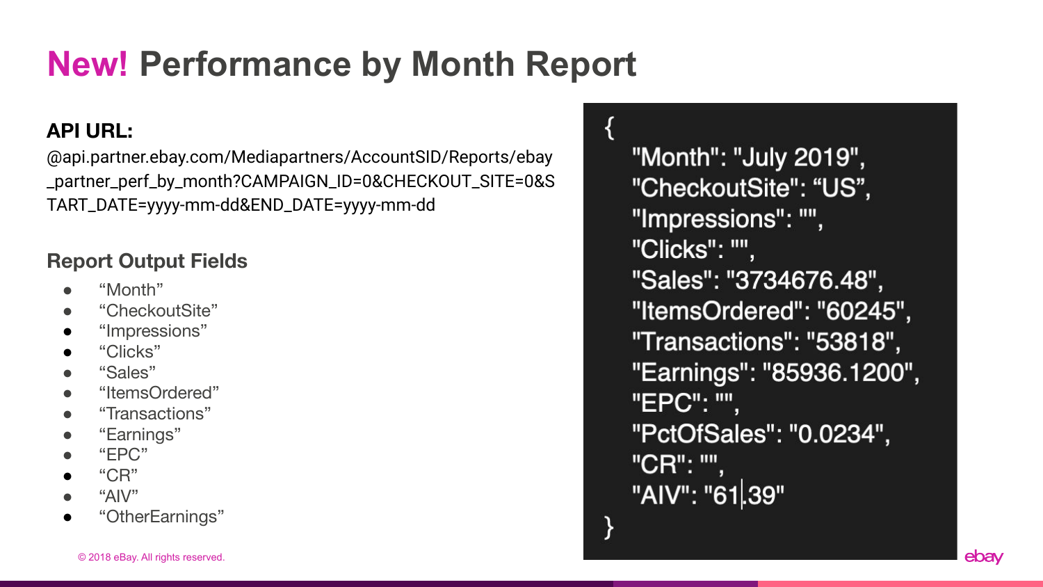# **New!** Performance by Month Report

**API URL:**

@api.partner.ebay.com/Mediapartners/AccountSID/Reports/ebay_partner_perf_by_month?CAMPAIGN_ID=0&CHECKOUT_SITE=0&START_DATE=yyyy-mm-dd&END_DATE=yyyy-mm-dd

### Report Output Fields

- “Month”
- “CheckoutSite”
- “Impressions”
- “Clicks”
- “Sales”
- “ItemsOrdered”
- “Transactions”
- “Earnings”
- “EPC”
- “CR”
- “AIV”
- “OtherEarnings”

```
{
  "Month": "July 2019",
  "CheckoutSite": “US”,
  "Impressions": "",
  "Clicks": "",
  "Sales": "3734676.48",
  "ItemsOrdered": "60245",
  "Transactions": "53818",
  "Earnings": "85936.1200",
  "EPC": "",
  "PctOfSales": "0.0234",
  "CR": "",
  "AIV": "61.39"
}
```

© 2018 eBay. All rights reserved.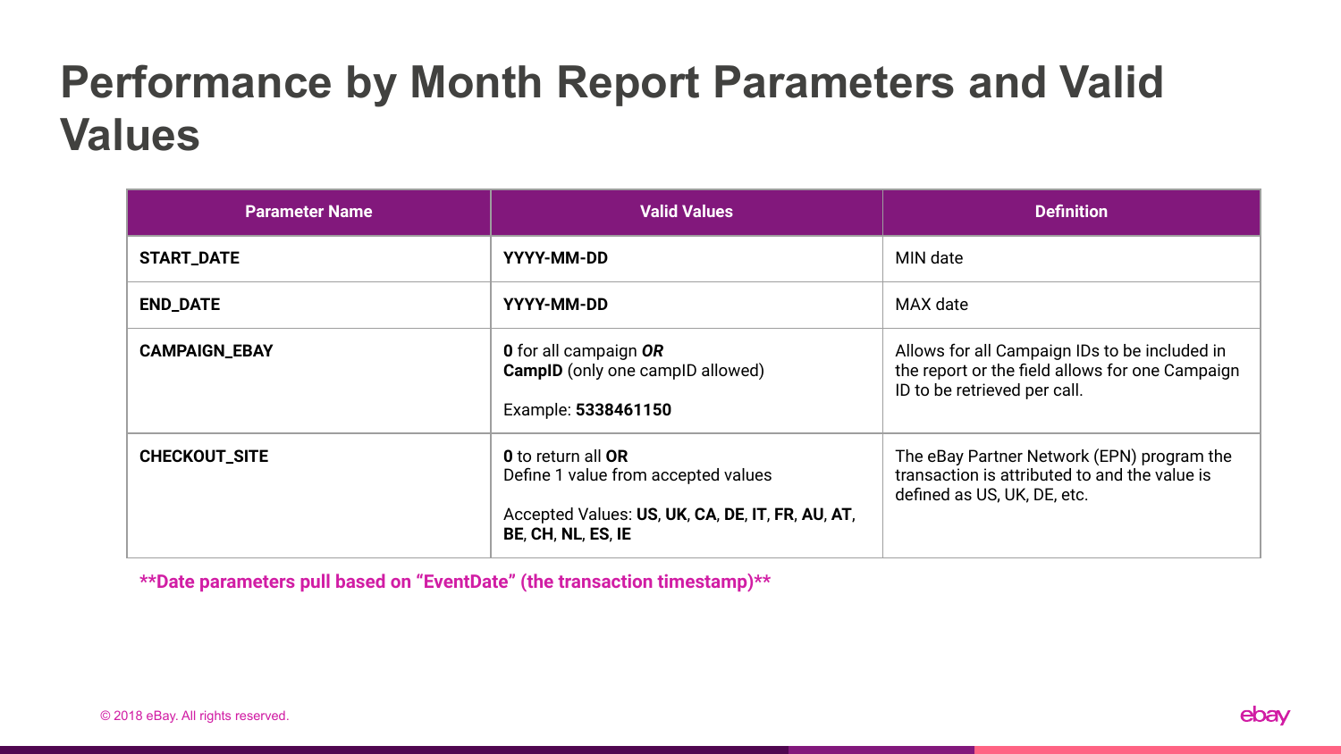# Performance by Month Report Parameters and Valid Values

| Parameter Name | Valid Values | Definition |
|---|---|---|
| **START_DATE** | **YYYY-MM-DD** | MIN date |
| **END_DATE** | **YYYY-MM-DD** | MAX date |
| **CAMPAIGN_EBAY** | **0** for all campaign ***OR***<br>**CampID** (only one campID allowed)<br><br>Example: **5338461150** | Allows for all Campaign IDs to be included in the report or the field allows for one Campaign ID to be retrieved per call. |
| **CHECKOUT_SITE** | **0** to return all **OR**<br>Define 1 value from accepted values<br><br>Accepted Values: **US**, **UK**, **CA**, **DE**, **IT**, **FR**, **AU**, **AT**, **BE**, **CH**, **NL**, **ES**, **IE** | The eBay Partner Network (EPN) program the transaction is attributed to and the value is defined as US, UK, DE, etc. |

****Date parameters pull based on "EventDate" (the transaction timestamp)****

© 2018 eBay. All rights reserved.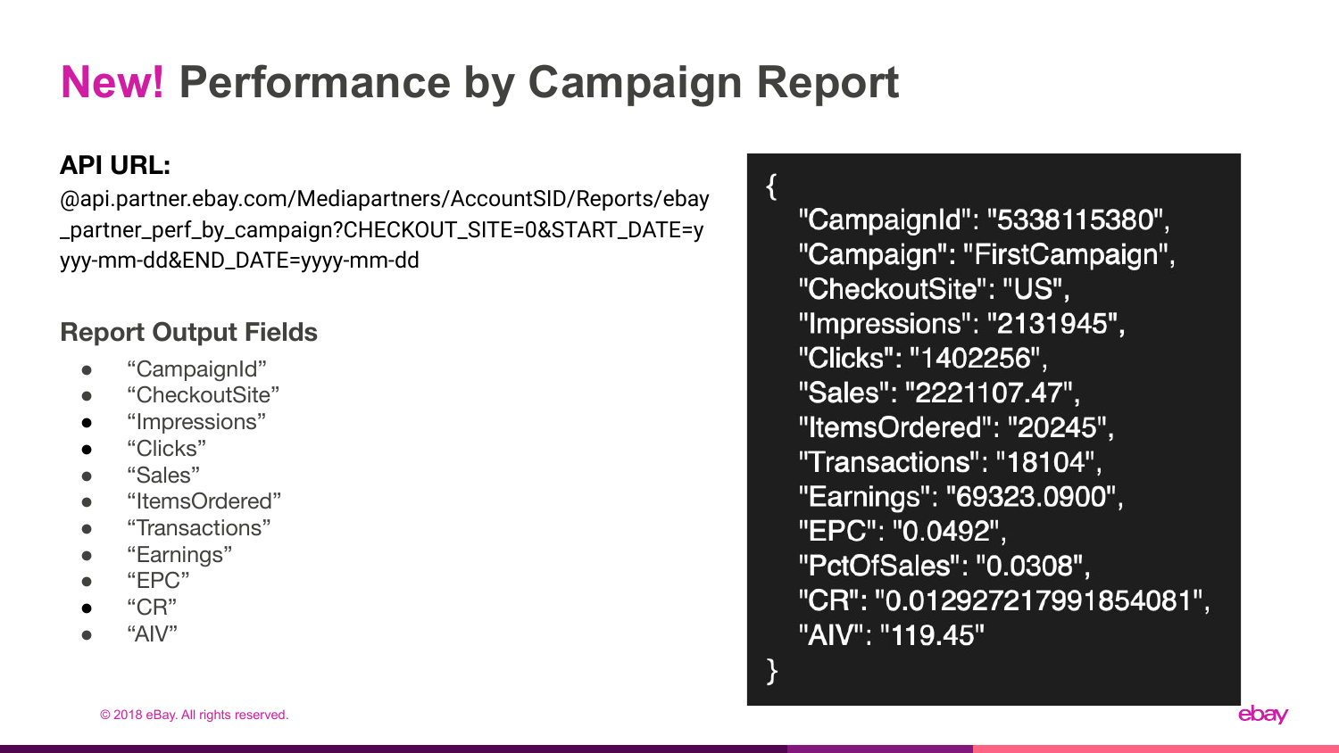# New! Performance by Campaign Report

**API URL:**

@api.partner.ebay.com/Mediapartners/AccountSID/Reports/ebay_partner_perf_by_campaign?CHECKOUT_SITE=0&START_DATE=yyyy-mm-dd&END_DATE=yyyy-mm-dd

### Report Output Fields

- “CampaignId”
- “CheckoutSite”
- “Impressions”
- “Clicks”
- “Sales”
- “ItemsOrdered”
- “Transactions”
- “Earnings”
- “EPC”
- “CR”
- “AIV”

```
{
    "CampaignId": "5338115380",
    "Campaign": "FirstCampaign",
    "CheckoutSite": "US",
    "Impressions": "2131945",
    "Clicks": "1402256",
    "Sales": "2221107.47",
    "ItemsOrdered": "20245",
    "Transactions": "18104",
    "Earnings": "69323.0900",
    "EPC": "0.0492",
    "PctOfSales": "0.0308",
    "CR": "0.012927217991854081",
    "AIV": "119.45"
}
```

© 2018 eBay. All rights reserved.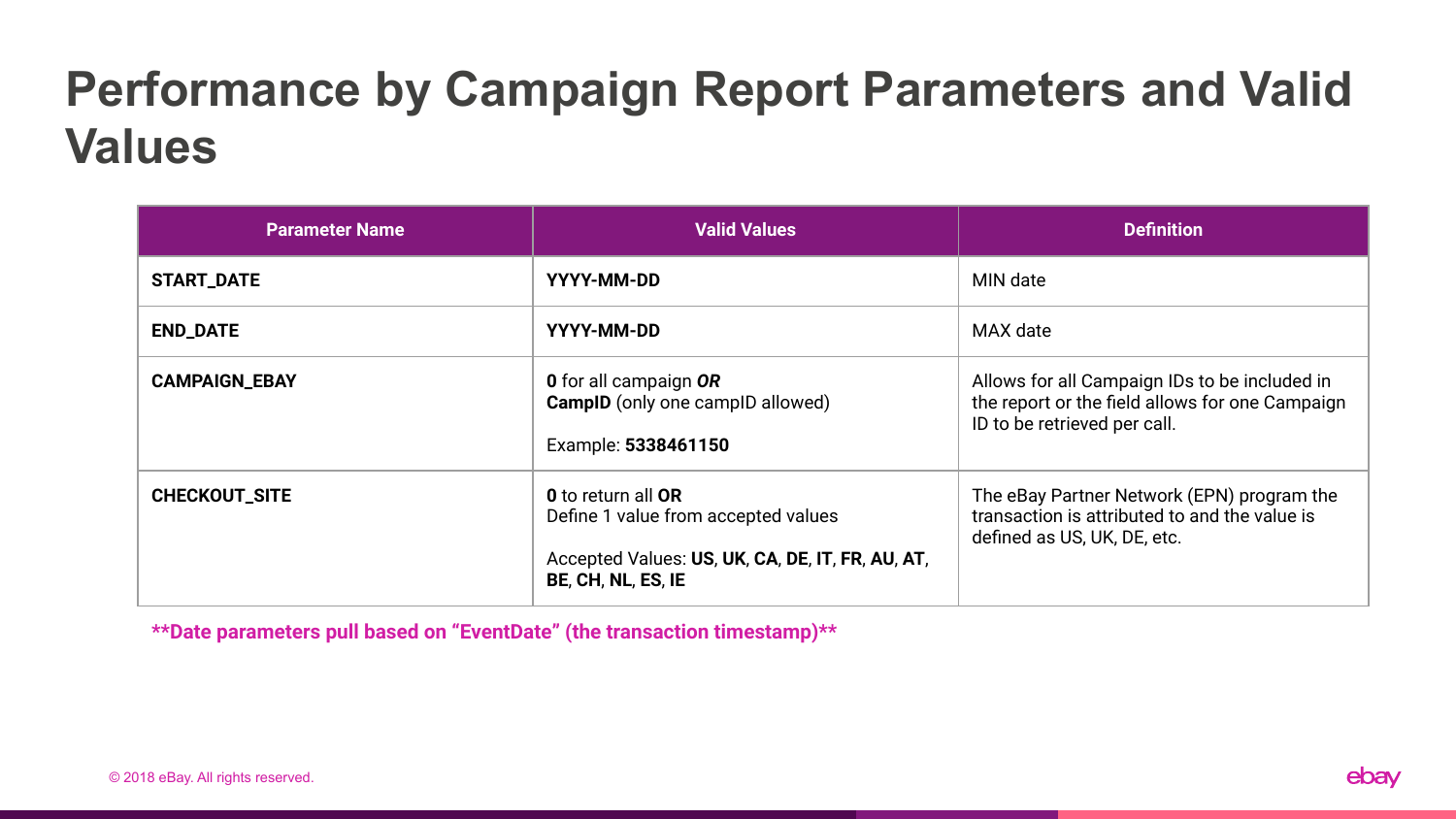# Performance by Campaign Report Parameters and Valid Values

| Parameter Name | Valid Values | Definition |
| --- | --- | --- |
| **START_DATE** | **YYYY-MM-DD** | MIN date |
| **END_DATE** | **YYYY-MM-DD** | MAX date |
| **CAMPAIGN_EBAY** | **0** for all campaign ***OR***<br>**CampID** (only one campID allowed)<br><br>Example: **5338461150** | Allows for all Campaign IDs to be included in the report or the field allows for one Campaign ID to be retrieved per call. |
| **CHECKOUT_SITE** | **0** to return all **OR**<br>Define 1 value from accepted values<br><br>Accepted Values: **US**, **UK**, **CA**, **DE**, **IT**, **FR**, **AU**, **AT**, **BE**, **CH**, **NL**, **ES**, **IE** | The eBay Partner Network (EPN) program the transaction is attributed to and the value is defined as US, UK, DE, etc. |

****Date parameters pull based on "EventDate" (the transaction timestamp)****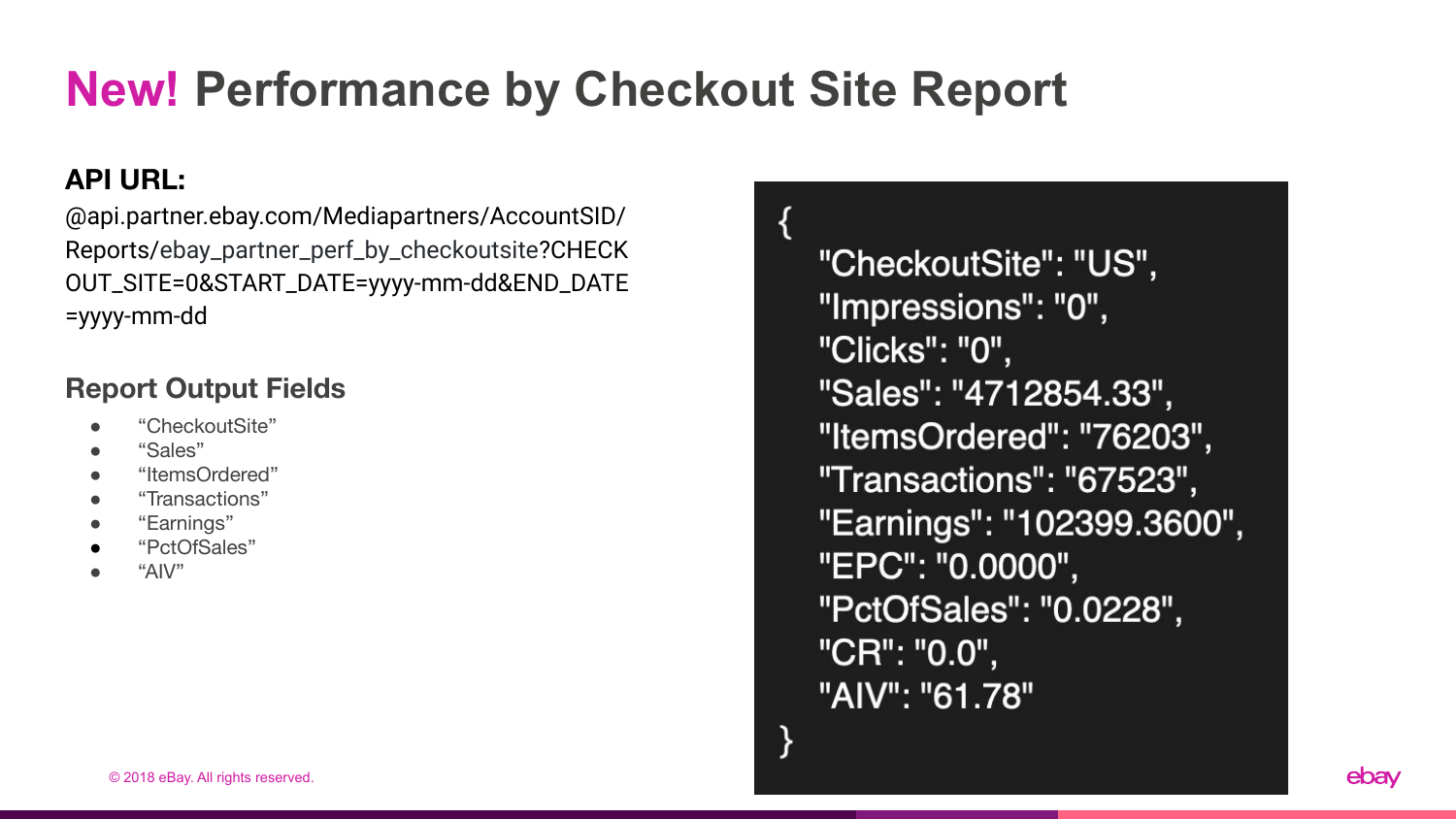# New! Performance by Checkout Site Report

**API URL:**

@api.partner.ebay.com/Mediapartners/AccountSID/Reports/ebay_partner_perf_by_checkoutsite?CHECKOUT_SITE=0&START_DATE=yyyy-mm-dd&END_DATE=yyyy-mm-dd

## Report Output Fields

- "CheckoutSite"
- "Sales"
- "ItemsOrdered"
- "Transactions"
- "Earnings"
- "PctOfSales"
- "AIV"

```
{
  "CheckoutSite": "US",
  "Impressions": "0",
  "Clicks": "0",
  "Sales": "4712854.33",
  "ItemsOrdered": "76203",
  "Transactions": "67523",
  "Earnings": "102399.3600",
  "EPC": "0.0000",
  "PctOfSales": "0.0228",
  "CR": "0.0",
  "AIV": "61.78"
}
```

© 2018 eBay. All rights reserved.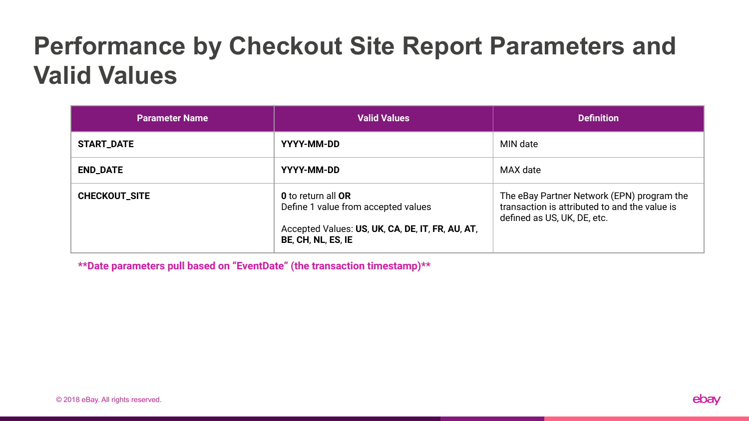# Performance by Checkout Site Report Parameters and Valid Values

| Parameter Name | Valid Values | Definition |
|---|---|---|
| **START_DATE** | **YYYY-MM-DD** | MIN date |
| **END_DATE** | **YYYY-MM-DD** | MAX date |
| **CHECKOUT_SITE** | **0** to return all **OR**<br>Define 1 value from accepted values<br><br>Accepted Values: **US**, **UK**, **CA**, **DE**, **IT**, **FR**, **AU**, **AT**, **BE**, **CH**, **NL**, **ES**, **IE** | The eBay Partner Network (EPN) program the transaction is attributed to and the value is defined as US, UK, DE, etc. |

****Date parameters pull based on "EventDate" (the transaction timestamp)****

© 2018 eBay. All rights reserved.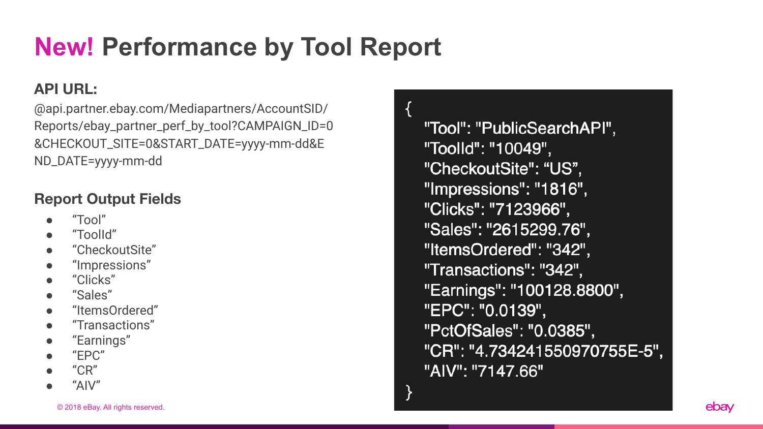# New! Performance by Tool Report

### API URL:

@api.partner.ebay.com/Mediapartners/AccountSID/Reports/ebay_partner_perf_by_tool?CAMPAIGN_ID=0&CHECKOUT_SITE=0&START_DATE=yyyy-mm-dd&END_DATE=yyyy-mm-dd

### Report Output Fields

- “Tool”
- “ToolId”
- “CheckoutSite”
- “Impressions”
- “Clicks”
- “Sales”
- “ItemsOrdered”
- “Transactions”
- “Earnings”
- “EPC”
- “CR”
- “AIV”

```
{
  "Tool": "PublicSearchAPI",
  "ToolId": "10049",
  "CheckoutSite": “US”,
  "Impressions": "1816",
  "Clicks": "7123966",
  "Sales": "2615299.76",
  "ItemsOrdered": "342",
  "Transactions": "342",
  "Earnings": "100128.8800",
  "EPC": "0.0139",
  "PctOfSales": "0.0385",
  "CR": "4.734241550970755E-5",
  "AIV": "7147.66"
}
```

© 2018 eBay. All rights reserved.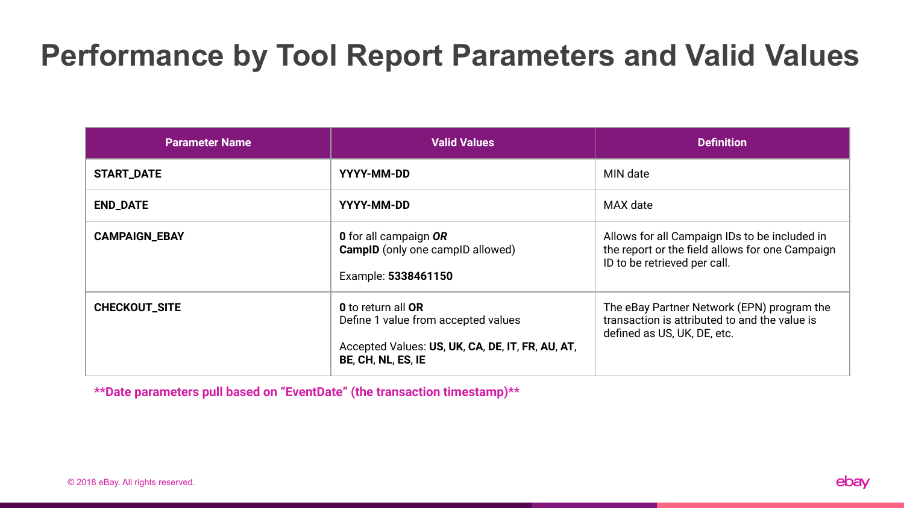# Performance by Tool Report Parameters and Valid Values

| Parameter Name | Valid Values | Definition |
|---|---|---|
| **START_DATE** | **YYYY-MM-DD** | MIN date |
| **END_DATE** | **YYYY-MM-DD** | MAX date |
| **CAMPAIGN_EBAY** | **0** for all campaign ***OR***<br>**CampID** (only one campID allowed)<br><br>Example: **5338461150** | Allows for all Campaign IDs to be included in the report or the field allows for one Campaign ID to be retrieved per call. |
| **CHECKOUT_SITE** | **0** to return all **OR**<br>Define 1 value from accepted values<br><br>Accepted Values: **US**, **UK**, **CA**, **DE**, **IT**, **FR**, **AU**, **AT**, **BE**, **CH**, **NL**, **ES**, **IE** | The eBay Partner Network (EPN) program the transaction is attributed to and the value is defined as US, UK, DE, etc. |

****Date parameters pull based on "EventDate" (the transaction timestamp)****

© 2018 eBay. All rights reserved.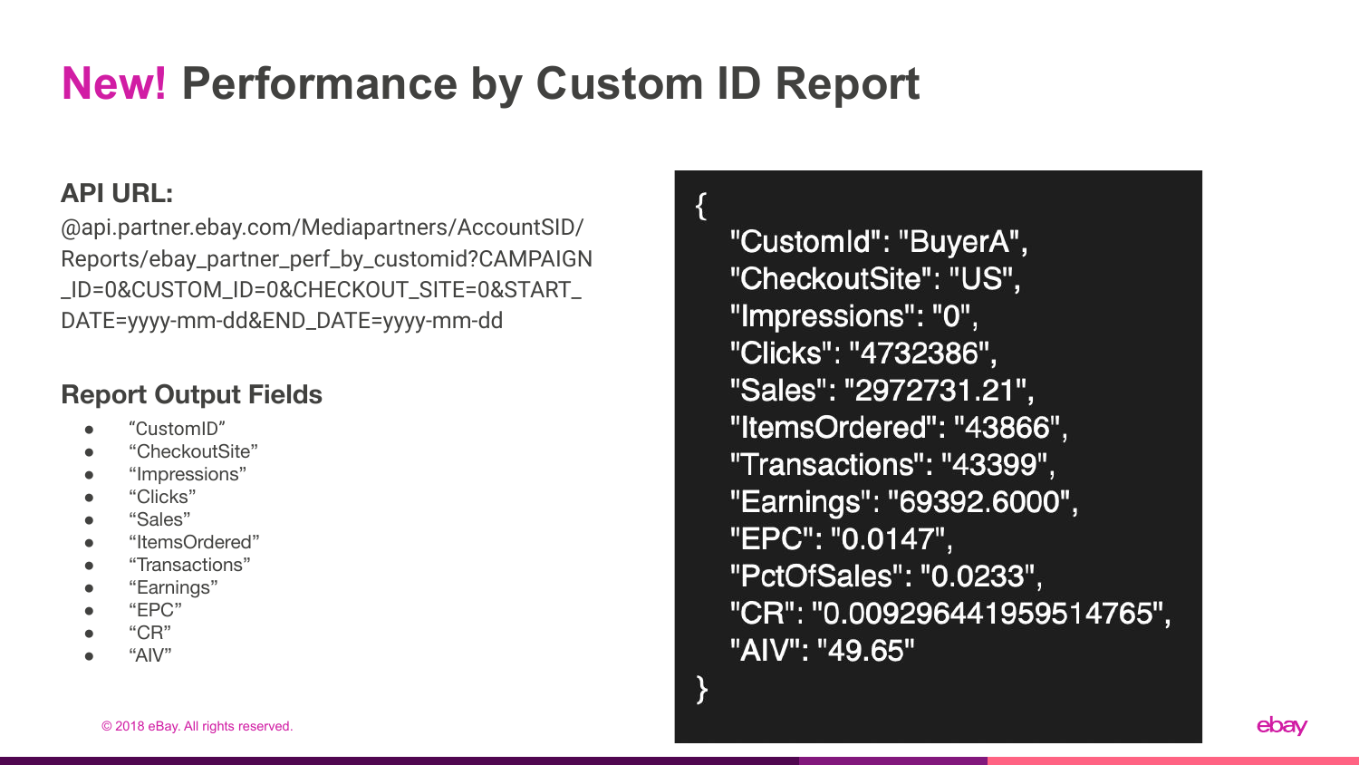# New! Performance by Custom ID Report

**API URL:**

@api.partner.ebay.com/Mediapartners/AccountSID/Reports/ebay_partner_perf_by_customid?CAMPAIGN_ID=0&CUSTOM_ID=0&CHECKOUT_SITE=0&START_DATE=yyyy-mm-dd&END_DATE=yyyy-mm-dd

**Report Output Fields**

- “CustomID”
- “CheckoutSite”
- “Impressions”
- “Clicks”
- “Sales”
- “ItemsOrdered”
- “Transactions”
- “Earnings”
- “EPC”
- “CR”
- “AIV”

```
{
  "CustomId": "BuyerA",
  "CheckoutSite": "US",
  "Impressions": "0",
  "Clicks": "4732386",
  "Sales": "2972731.21",
  "ItemsOrdered": "43866",
  "Transactions": "43399",
  "Earnings": "69392.6000",
  "EPC": "0.0147",
  "PctOfSales": "0.0233",
  "CR": "0.009296441959514765",
  "AIV": "49.65"
}
```

© 2018 eBay. All rights reserved.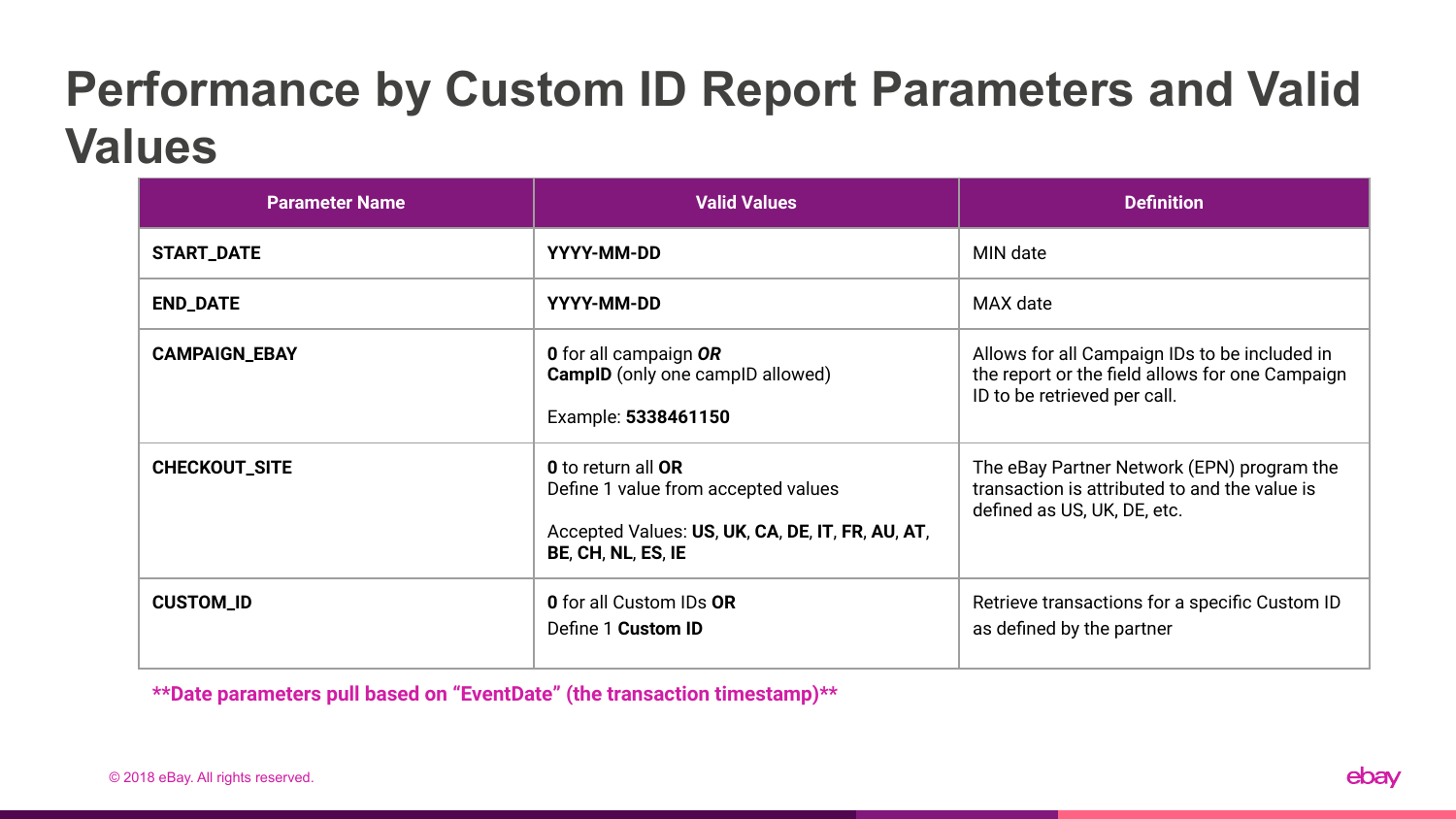# Performance by Custom ID Report Parameters and Valid Values

| Parameter Name | Valid Values | Definition |
| --- | --- | --- |
| **START_DATE** | **YYYY-MM-DD** | MIN date |
| **END_DATE** | **YYYY-MM-DD** | MAX date |
| **CAMPAIGN_EBAY** | **0** for all campaign ***OR*** **CampID** (only one campID allowed)<br><br>Example: **5338461150** | Allows for all Campaign IDs to be included in the report or the field allows for one Campaign ID to be retrieved per call. |
| **CHECKOUT_SITE** | **0** to return all **OR** Define 1 value from accepted values<br><br>Accepted Values: **US**, **UK**, **CA**, **DE**, **IT**, **FR**, **AU**, **AT**, **BE**, **CH**, **NL**, **ES**, **IE** | The eBay Partner Network (EPN) program the transaction is attributed to and the value is defined as US, UK, DE, etc. |
| **CUSTOM_ID** | **0** for all Custom IDs **OR**<br>Define 1 **Custom ID** | Retrieve transactions for a specific Custom ID as defined by the partner |

**Date parameters pull based on "EventDate" (the transaction timestamp)**

© 2018 eBay. All rights reserved.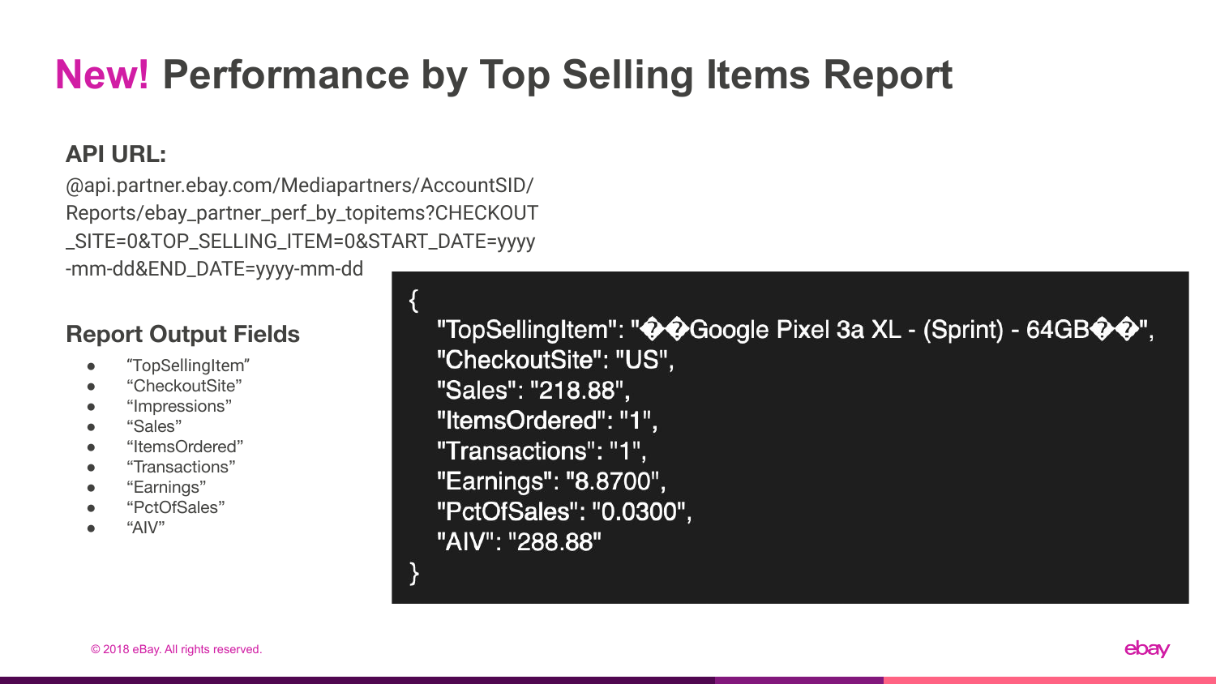# New! Performance by Top Selling Items Report

### API URL:

@api.partner.ebay.com/Mediapartners/AccountSID/Reports/ebay_partner_perf_by_topitems?CHECKOUT_SITE=0&TOP_SELLING_ITEM=0&START_DATE=yyyy-mm-dd&END_DATE=yyyy-mm-dd

### Report Output Fields

- “TopSellingItem”
- “CheckoutSite”
- “Impressions”
- “Sales”
- “ItemsOrdered”
- “Transactions”
- “Earnings”
- “PctOfSales”
- “AIV”

```
{
  "TopSellingItem": "��Google Pixel 3a XL - (Sprint) - 64GB��",
  "CheckoutSite": "US",
  "Sales": "218.88",
  "ItemsOrdered": "1",
  "Transactions": "1",
  "Earnings": "8.8700",
  "PctOfSales": "0.0300",
  "AIV": "288.88"
}
```

© 2018 eBay. All rights reserved.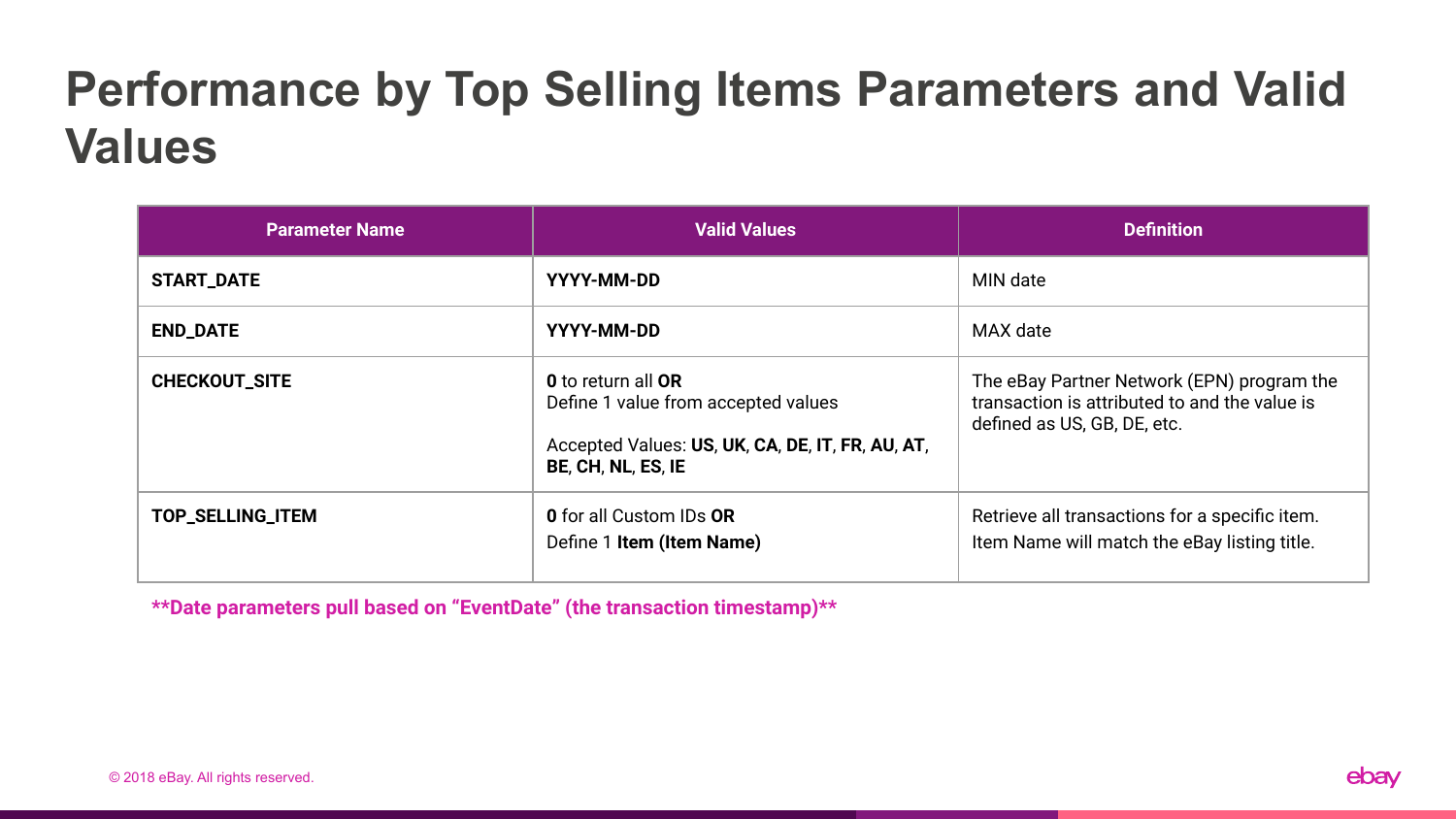# Performance by Top Selling Items Parameters and Valid Values

| Parameter Name | Valid Values | Definition |
|---|---|---|
| **START_DATE** | **YYYY-MM-DD** | MIN date |
| **END_DATE** | **YYYY-MM-DD** | MAX date |
| **CHECKOUT_SITE** | **0** to return all **OR**<br>Define 1 value from accepted values<br><br>Accepted Values: **US**, **UK**, **CA**, **DE**, **IT**, **FR**, **AU**, **AT**, **BE**, **CH**, **NL**, **ES**, **IE** | The eBay Partner Network (EPN) program the transaction is attributed to and the value is defined as US, GB, DE, etc. |
| **TOP_SELLING_ITEM** | **0** for all Custom IDs **OR**<br>Define 1 **Item (Item Name)** | Retrieve all transactions for a specific item.<br>Item Name will match the eBay listing title. |

**\*\*Date parameters pull based on "EventDate" (the transaction timestamp)\*\***

© 2018 eBay. All rights reserved.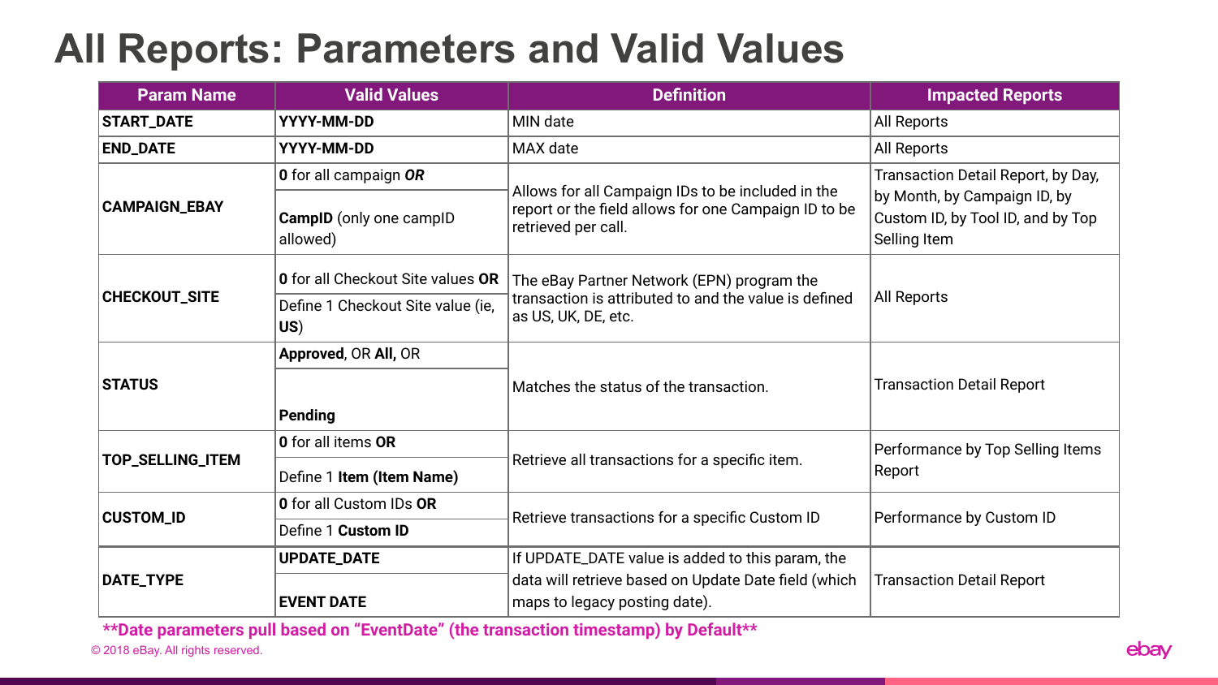# All Reports: Parameters and Valid Values

| Param Name | Valid Values | Definition | Impacted Reports |
|---|---|---|---|
| **START_DATE** | **YYYY-MM-DD** | MIN date | All Reports |
| **END_DATE** | **YYYY-MM-DD** | MAX date | All Reports |
| **CAMPAIGN_EBAY** | **0** for all campaign ***OR*** | Allows for all Campaign IDs to be included in the report or the field allows for one Campaign ID to be retrieved per call. | Transaction Detail Report, by Day, by Month, by Campaign ID, by Custom ID, by Tool ID, and by Top Selling Item |
| | **CampID** (only one campID allowed) | | |
| **CHECKOUT_SITE** | **0** for all Checkout Site values **OR** | The eBay Partner Network (EPN) program the transaction is attributed to and the value is defined as US, UK, DE, etc. | All Reports |
| | Define 1 Checkout Site value (ie, **US**) | | |
| **STATUS** | **Approved**, OR **All,** OR | Matches the status of the transaction. | Transaction Detail Report |
| | **Pending** | | |
| **TOP_SELLING_ITEM** | **0** for all items **OR** | Retrieve all transactions for a specific item. | Performance by Top Selling Items Report |
| | Define 1 **Item (Item Name)** | | |
| **CUSTOM_ID** | **0** for all Custom IDs **OR** | Retrieve transactions for a specific Custom ID | Performance by Custom ID |
| | Define 1 **Custom ID** | | |
| **DATE_TYPE** | **UPDATE_DATE** | If UPDATE_DATE value is added to this param, the data will retrieve based on Update Date field (which maps to legacy posting date). | Transaction Detail Report |
| | **EVENT DATE** | | |

****Date parameters pull based on "EventDate" (the transaction timestamp) by Default****

© 2018 eBay. All rights reserved.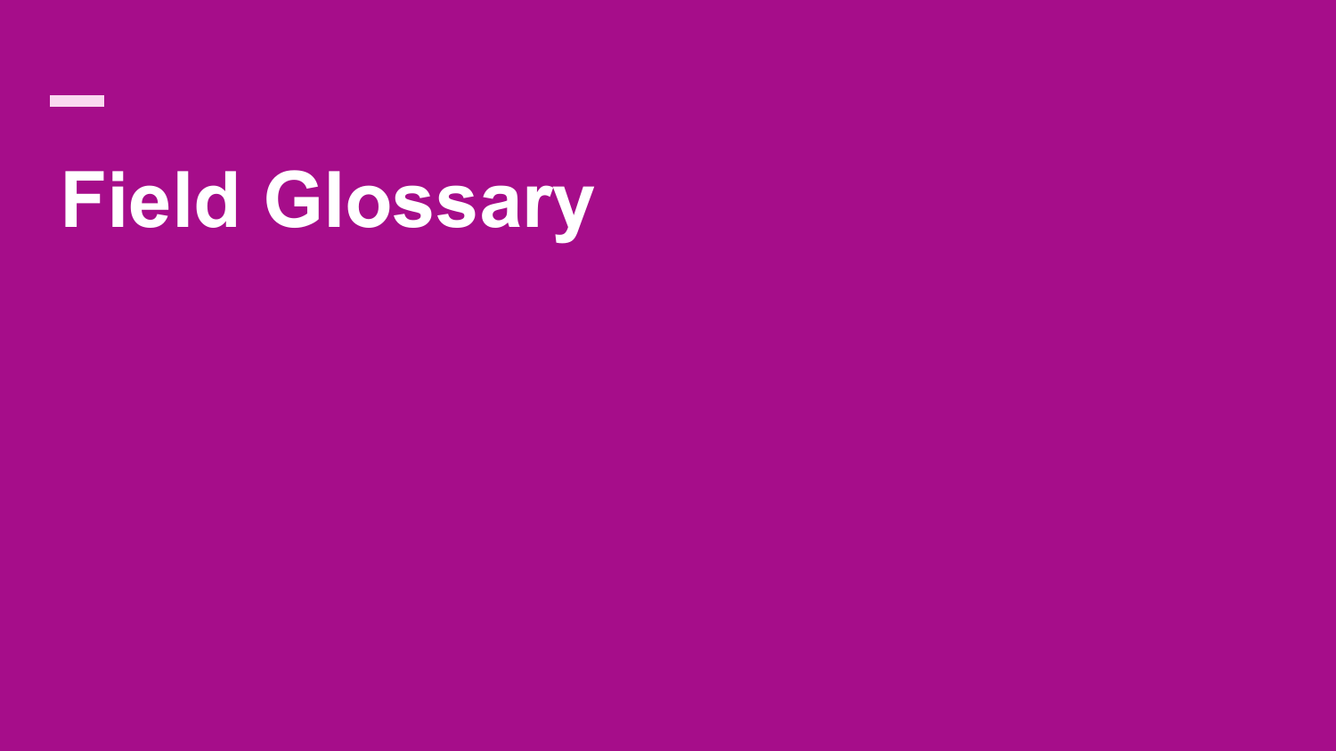# Field Glossary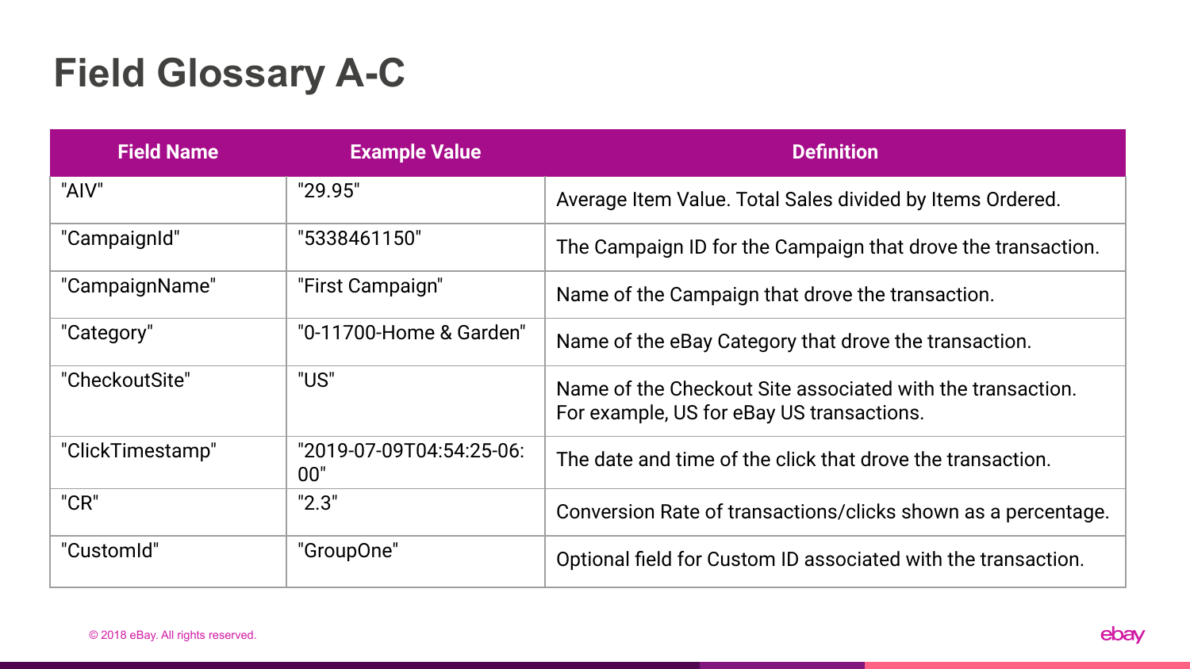# Field Glossary A-C

| Field Name | Example Value | Definition |
|---|---|---|
| "AIV" | "29.95" | Average Item Value. Total Sales divided by Items Ordered. |
| "CampaignId" | "5338461150" | The Campaign ID for the Campaign that drove the transaction. |
| "CampaignName" | "First Campaign" | Name of the Campaign that drove the transaction. |
| "Category" | "0-11700-Home & Garden" | Name of the eBay Category that drove the transaction. |
| "CheckoutSite" | "US" | Name of the Checkout Site associated with the transaction. For example, US for eBay US transactions. |
| "ClickTimestamp" | "2019-07-09T04:54:25-06:00" | The date and time of the click that drove the transaction. |
| "CR" | "2.3" | Conversion Rate of transactions/clicks shown as a percentage. |
| "CustomId" | "GroupOne" | Optional field for Custom ID associated with the transaction. |

© 2018 eBay. All rights reserved.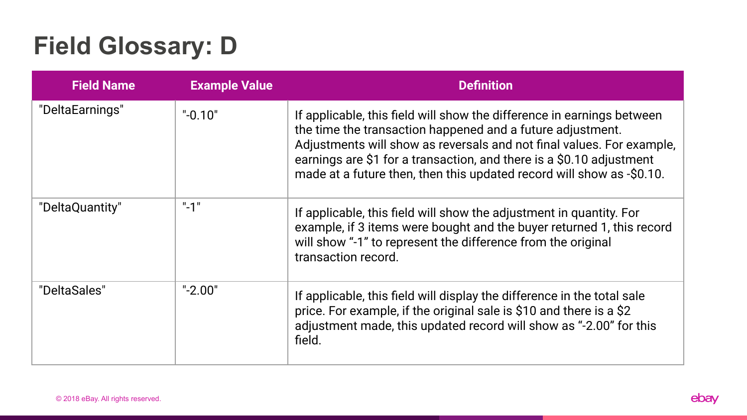# Field Glossary: D

| Field Name | Example Value | Definition |
|---|---|---|
| "DeltaEarnings" | "-0.10" | If applicable, this field will show the difference in earnings between the time the transaction happened and a future adjustment. Adjustments will show as reversals and not final values. For example, earnings are $1 for a transaction, and there is a $0.10 adjustment made at a future then, then this updated record will show as -$0.10. |
| "DeltaQuantity" | "-1" | If applicable, this field will show the adjustment in quantity. For example, if 3 items were bought and the buyer returned 1, this record will show "-1" to represent the difference from the original transaction record. |
| "DeltaSales" | "-2.00" | If applicable, this field will display the difference in the total sale price. For example, if the original sale is $10 and there is a $2 adjustment made, this updated record will show as "-2.00" for this field. |

© 2018 eBay. All rights reserved.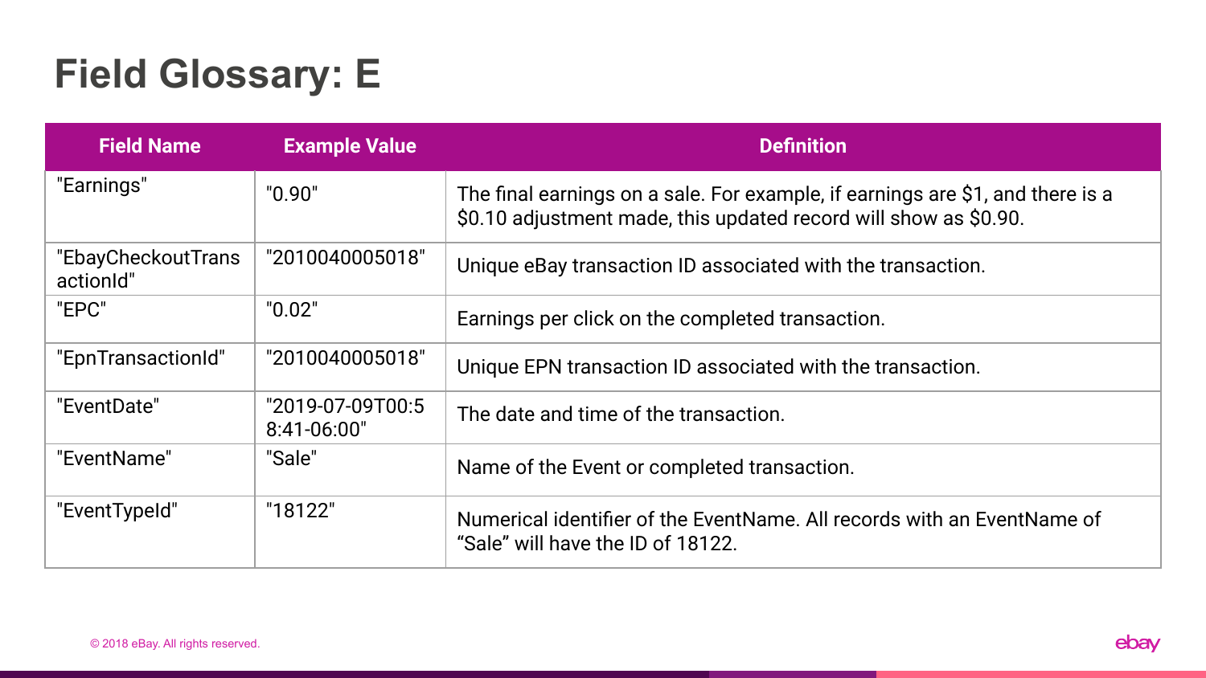# Field Glossary: E

| Field Name | Example Value | Definition |
|---|---|---|
| "Earnings" | "0.90" | The final earnings on a sale. For example, if earnings are $1, and there is a $0.10 adjustment made, this updated record will show as $0.90. |
| "EbayCheckoutTransactionId" | "2010040005018" | Unique eBay transaction ID associated with the transaction. |
| "EPC" | "0.02" | Earnings per click on the completed transaction. |
| "EpnTransactionId" | "2010040005018" | Unique EPN transaction ID associated with the transaction. |
| "EventDate" | "2019-07-09T00:58:41-06:00" | The date and time of the transaction. |
| "EventName" | "Sale" | Name of the Event or completed transaction. |
| "EventTypeId" | "18122" | Numerical identifier of the EventName. All records with an EventName of "Sale" will have the ID of 18122. |

© 2018 eBay. All rights reserved.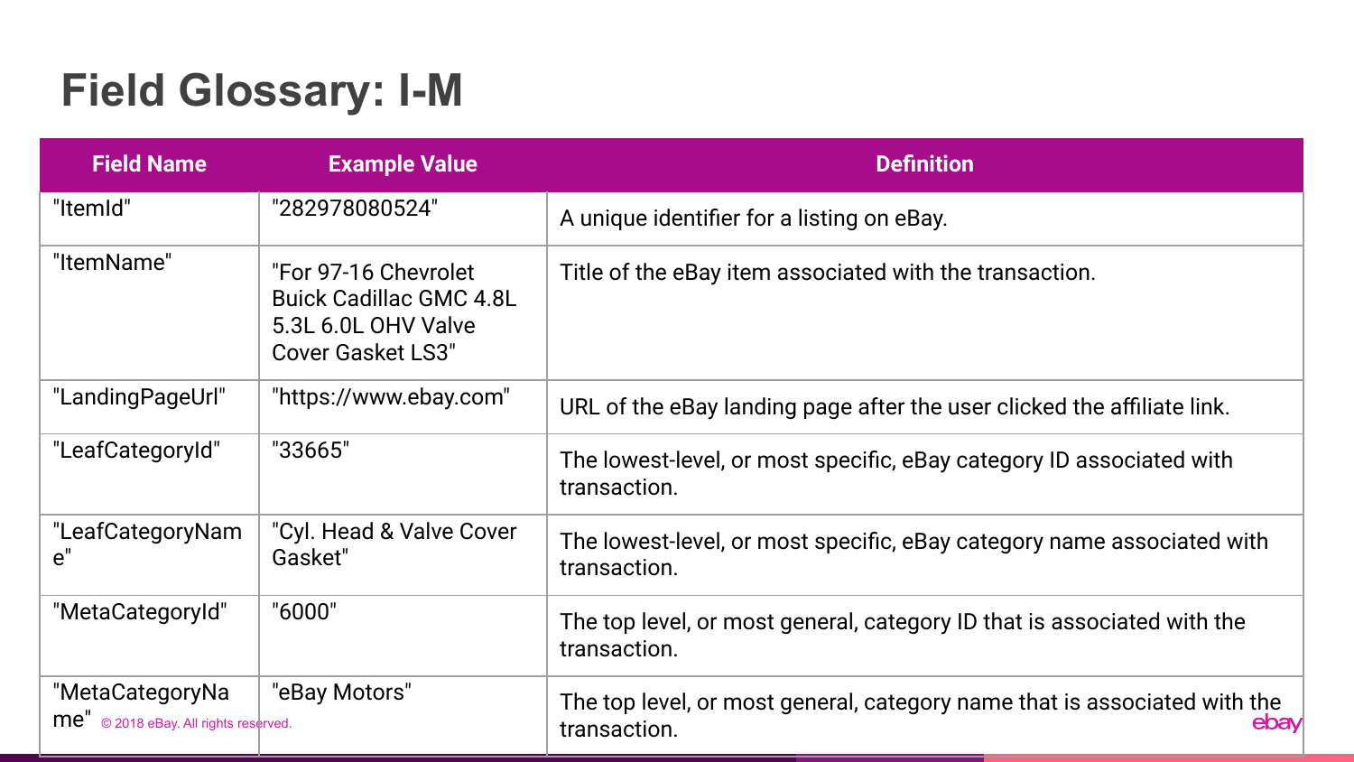# Field Glossary: I-M

| Field Name | Example Value | Definition |
| --- | --- | --- |
| "ItemId" | "282978080524" | A unique identifier for a listing on eBay. |
| "ItemName" | "For 97-16 Chevrolet Buick Cadillac GMC 4.8L 5.3L 6.0L OHV Valve Cover Gasket LS3" | Title of the eBay item associated with the transaction. |
| "LandingPageUrl" | "https://www.ebay.com" | URL of the eBay landing page after the user clicked the affiliate link. |
| "LeafCategoryId" | "33665" | The lowest-level, or most specific, eBay category ID associated with transaction. |
| "LeafCategoryName" | "Cyl. Head & Valve Cover Gasket" | The lowest-level, or most specific, eBay category name associated with transaction. |
| "MetaCategoryId" | "6000" | The top level, or most general, category ID that is associated with the transaction. |
| "MetaCategoryName" | "eBay Motors" | The top level, or most general, category name that is associated with the transaction. |

© 2018 eBay. All rights reserved.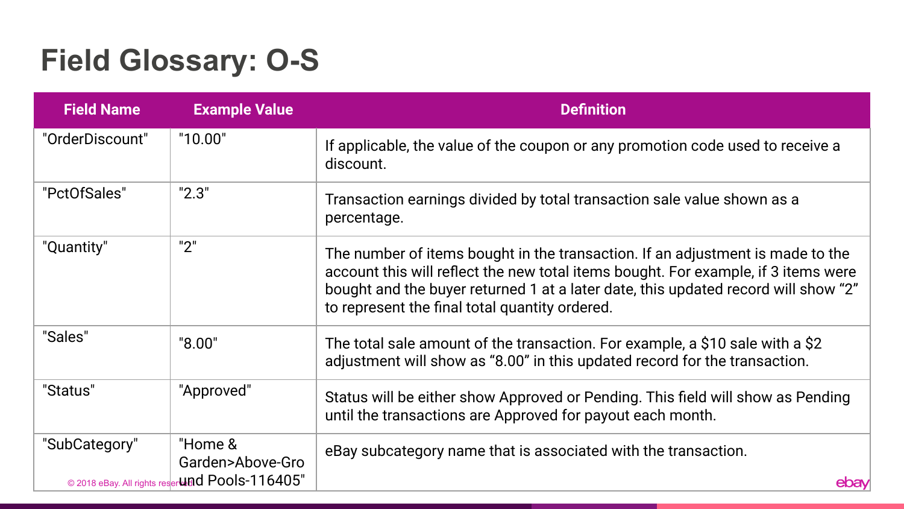# Field Glossary: O-S

| Field Name | Example Value | Definition |
|---|---|---|
| "OrderDiscount" | "10.00" | If applicable, the value of the coupon or any promotion code used to receive a discount. |
| "PctOfSales" | "2.3" | Transaction earnings divided by total transaction sale value shown as a percentage. |
| "Quantity" | "2" | The number of items bought in the transaction. If an adjustment is made to the account this will reflect the new total items bought. For example, if 3 items were bought and the buyer returned 1 at a later date, this updated record will show "2" to represent the final total quantity ordered. |
| "Sales" | "8.00" | The total sale amount of the transaction. For example, a $10 sale with a $2 adjustment will show as "8.00" in this updated record for the transaction. |
| "Status" | "Approved" | Status will be either show Approved or Pending. This field will show as Pending until the transactions are Approved for payout each month. |
| "SubCategory" | "Home & Garden>Above-Ground Pools-116405" | eBay subcategory name that is associated with the transaction. |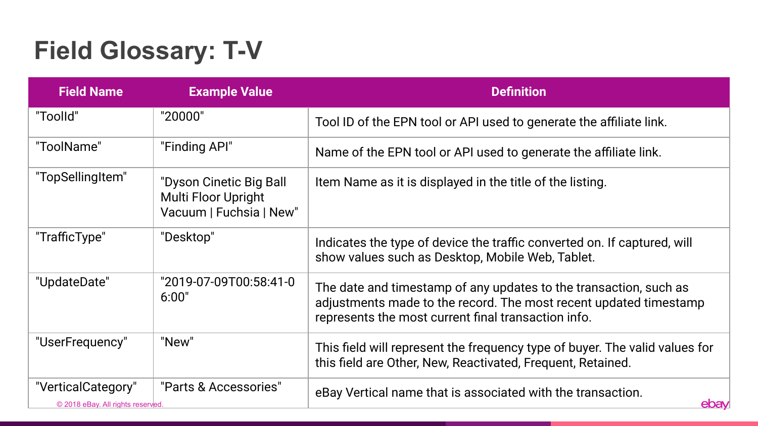# Field Glossary: T-V

| Field Name | Example Value | Definition |
| --- | --- | --- |
| "ToolId" | "20000" | Tool ID of the EPN tool or API used to generate the affiliate link. |
| "ToolName" | "Finding API" | Name of the EPN tool or API used to generate the affiliate link. |
| "TopSellingItem" | "Dyson Cinetic Big Ball Multi Floor Upright Vacuum \| Fuchsia \| New" | Item Name as it is displayed in the title of the listing. |
| "TrafficType" | "Desktop" | Indicates the type of device the traffic converted on. If captured, will show values such as Desktop, Mobile Web, Tablet. |
| "UpdateDate" | "2019-07-09T00:58:41-06:00" | The date and timestamp of any updates to the transaction, such as adjustments made to the record. The most recent updated timestamp represents the most current final transaction info. |
| "UserFrequency" | "New" | This field will represent the frequency type of buyer. The valid values for this field are Other, New, Reactivated, Frequent, Retained. |
| "VerticalCategory" | "Parts & Accessories" | eBay Vertical name that is associated with the transaction. |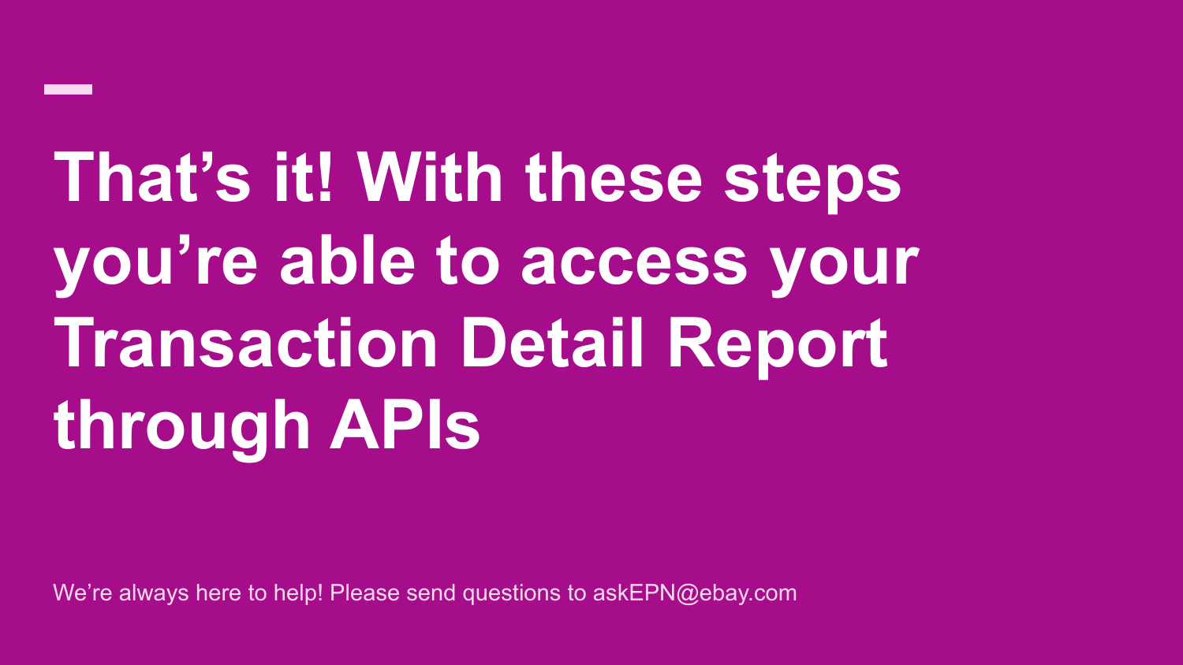# That's it! With these steps you're able to access your Transaction Detail Report through APIs

We're always here to help! Please send questions to askEPN@ebay.com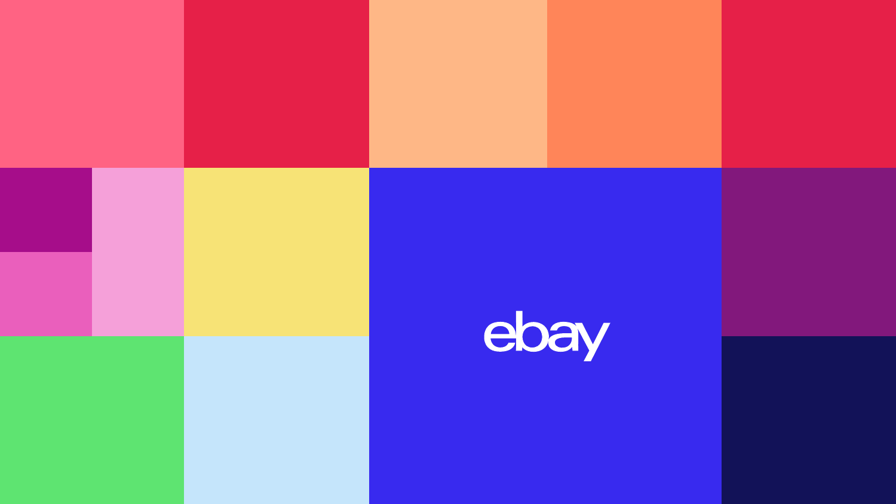ebay